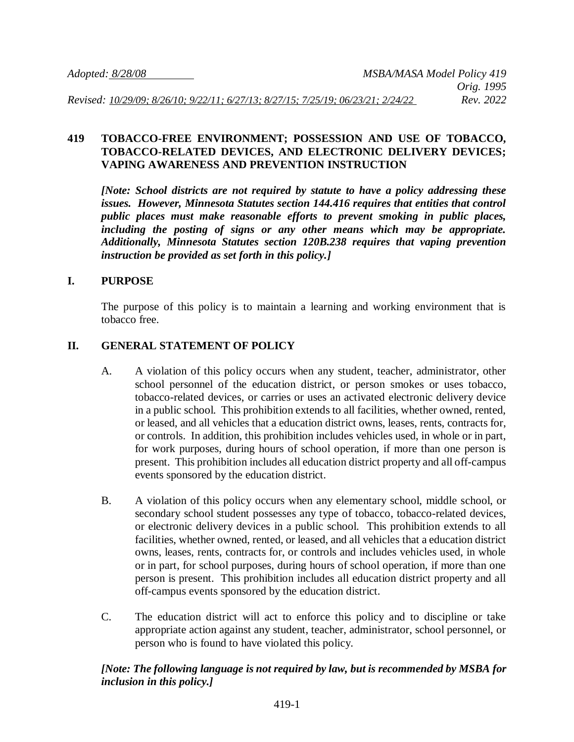*Adopted: 8/28/08* *MSBA/MASA Model Policy 419*
*Orig. 1995*
*Revised: 10/29/09; 8/26/10; 9/22/11; 6/27/13; 8/27/15; 7/25/19; 06/23/21; 2/24/22* *Rev. 2022*

# 419 TOBACCO-FREE ENVIRONMENT; POSSESSION AND USE OF TOBACCO, TOBACCO-RELATED DEVICES, AND ELECTRONIC DELIVERY DEVICES; VAPING AWARENESS AND PREVENTION INSTRUCTION

***[Note: School districts are not required by statute to have a policy addressing these issues. However, Minnesota Statutes section 144.416 requires that entities that control public places must make reasonable efforts to prevent smoking in public places, including the posting of signs or any other means which may be appropriate. Additionally, Minnesota Statutes section 120B.238 requires that vaping prevention instruction be provided as set forth in this policy.]***

## I. PURPOSE

The purpose of this policy is to maintain a learning and working environment that is tobacco free.

## II. GENERAL STATEMENT OF POLICY

A. A violation of this policy occurs when any student, teacher, administrator, other school personnel of the education district, or person smokes or uses tobacco, tobacco-related devices, or carries or uses an activated electronic delivery device in a public school. This prohibition extends to all facilities, whether owned, rented, or leased, and all vehicles that a education district owns, leases, rents, contracts for, or controls. In addition, this prohibition includes vehicles used, in whole or in part, for work purposes, during hours of school operation, if more than one person is present. This prohibition includes all education district property and all off-campus events sponsored by the education district.

B. A violation of this policy occurs when any elementary school, middle school, or secondary school student possesses any type of tobacco, tobacco-related devices, or electronic delivery devices in a public school. This prohibition extends to all facilities, whether owned, rented, or leased, and all vehicles that a education district owns, leases, rents, contracts for, or controls and includes vehicles used, in whole or in part, for school purposes, during hours of school operation, if more than one person is present. This prohibition includes all education district property and all off-campus events sponsored by the education district.

C. The education district will act to enforce this policy and to discipline or take appropriate action against any student, teacher, administrator, school personnel, or person who is found to have violated this policy.

***[Note: The following language is not required by law, but is recommended by MSBA for inclusion in this policy.]***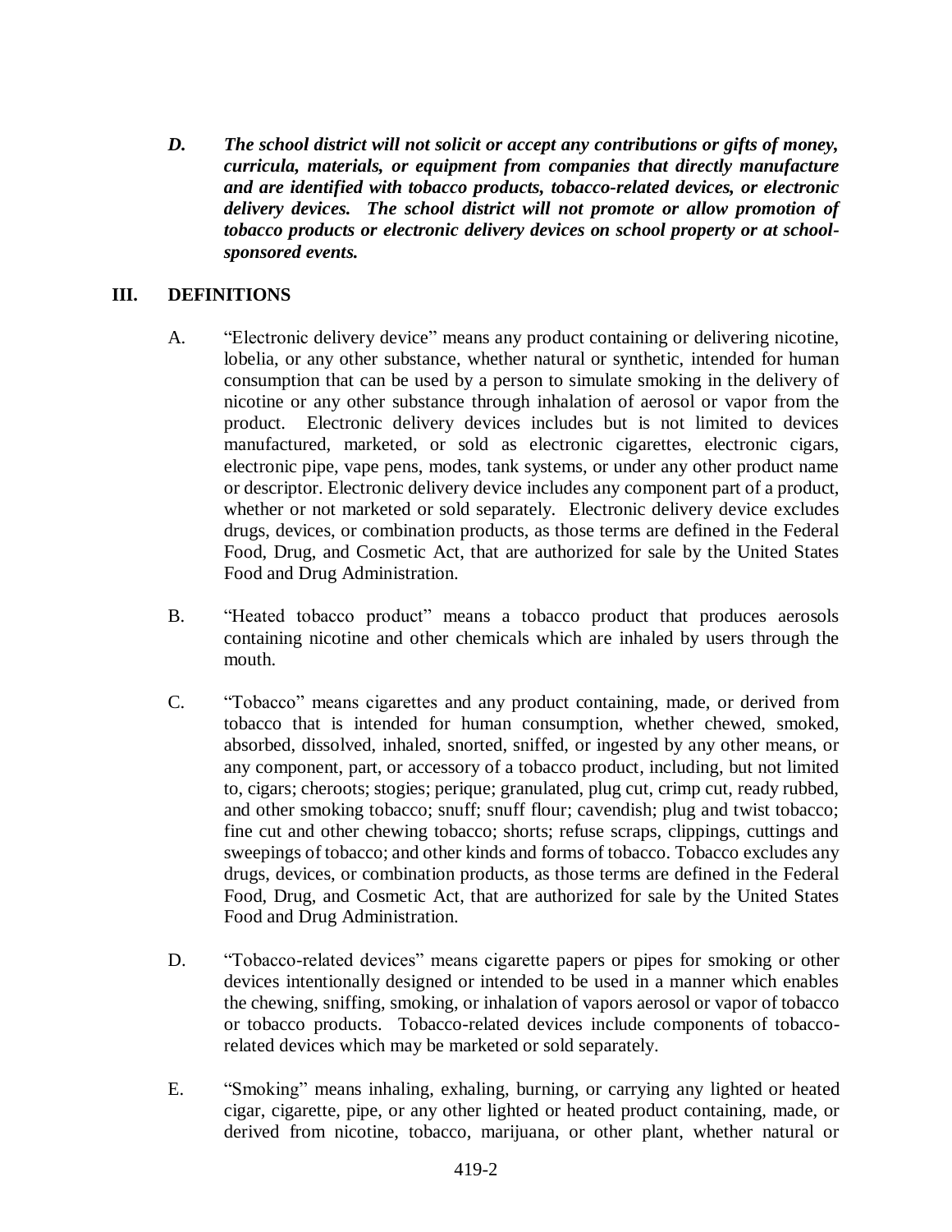*D.* ***The school district will not solicit or accept any contributions or gifts of money, curricula, materials, or equipment from companies that directly manufacture and are identified with tobacco products, tobacco-related devices, or electronic delivery devices. The school district will not promote or allow promotion of tobacco products or electronic delivery devices on school property or at school-sponsored events.***

## III. DEFINITIONS

A. "Electronic delivery device" means any product containing or delivering nicotine, lobelia, or any other substance, whether natural or synthetic, intended for human consumption that can be used by a person to simulate smoking in the delivery of nicotine or any other substance through inhalation of aerosol or vapor from the product. Electronic delivery devices includes but is not limited to devices manufactured, marketed, or sold as electronic cigarettes, electronic cigars, electronic pipe, vape pens, modes, tank systems, or under any other product name or descriptor. Electronic delivery device includes any component part of a product, whether or not marketed or sold separately. Electronic delivery device excludes drugs, devices, or combination products, as those terms are defined in the Federal Food, Drug, and Cosmetic Act, that are authorized for sale by the United States Food and Drug Administration.

B. "Heated tobacco product" means a tobacco product that produces aerosols containing nicotine and other chemicals which are inhaled by users through the mouth.

C. "Tobacco" means cigarettes and any product containing, made, or derived from tobacco that is intended for human consumption, whether chewed, smoked, absorbed, dissolved, inhaled, snorted, sniffed, or ingested by any other means, or any component, part, or accessory of a tobacco product, including, but not limited to, cigars; cheroots; stogies; perique; granulated, plug cut, crimp cut, ready rubbed, and other smoking tobacco; snuff; snuff flour; cavendish; plug and twist tobacco; fine cut and other chewing tobacco; shorts; refuse scraps, clippings, cuttings and sweepings of tobacco; and other kinds and forms of tobacco. Tobacco excludes any drugs, devices, or combination products, as those terms are defined in the Federal Food, Drug, and Cosmetic Act, that are authorized for sale by the United States Food and Drug Administration.

D. "Tobacco-related devices" means cigarette papers or pipes for smoking or other devices intentionally designed or intended to be used in a manner which enables the chewing, sniffing, smoking, or inhalation of vapors aerosol or vapor of tobacco or tobacco products. Tobacco-related devices include components of tobacco-related devices which may be marketed or sold separately.

E. "Smoking" means inhaling, exhaling, burning, or carrying any lighted or heated cigar, cigarette, pipe, or any other lighted or heated product containing, made, or derived from nicotine, tobacco, marijuana, or other plant, whether natural or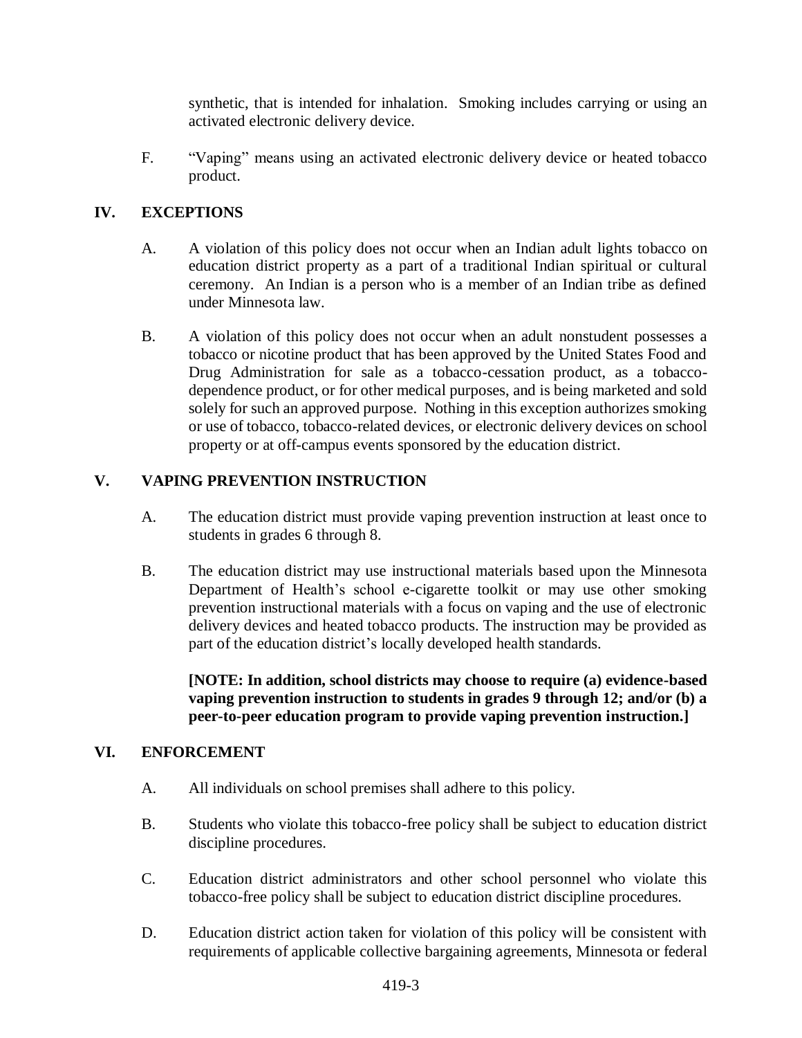synthetic, that is intended for inhalation. Smoking includes carrying or using an activated electronic delivery device.

F. "Vaping" means using an activated electronic delivery device or heated tobacco product.

## IV. EXCEPTIONS

A. A violation of this policy does not occur when an Indian adult lights tobacco on education district property as a part of a traditional Indian spiritual or cultural ceremony. An Indian is a person who is a member of an Indian tribe as defined under Minnesota law.

B. A violation of this policy does not occur when an adult nonstudent possesses a tobacco or nicotine product that has been approved by the United States Food and Drug Administration for sale as a tobacco-cessation product, as a tobacco-dependence product, or for other medical purposes, and is being marketed and sold solely for such an approved purpose. Nothing in this exception authorizes smoking or use of tobacco, tobacco-related devices, or electronic delivery devices on school property or at off-campus events sponsored by the education district.

## V. VAPING PREVENTION INSTRUCTION

A. The education district must provide vaping prevention instruction at least once to students in grades 6 through 8.

B. The education district may use instructional materials based upon the Minnesota Department of Health's school e-cigarette toolkit or may use other smoking prevention instructional materials with a focus on vaping and the use of electronic delivery devices and heated tobacco products. The instruction may be provided as part of the education district's locally developed health standards.

**[NOTE: In addition, school districts may choose to require (a) evidence-based vaping prevention instruction to students in grades 9 through 12; and/or (b) a peer-to-peer education program to provide vaping prevention instruction.]**

## VI. ENFORCEMENT

A. All individuals on school premises shall adhere to this policy.

B. Students who violate this tobacco-free policy shall be subject to education district discipline procedures.

C. Education district administrators and other school personnel who violate this tobacco-free policy shall be subject to education district discipline procedures.

D. Education district action taken for violation of this policy will be consistent with requirements of applicable collective bargaining agreements, Minnesota or federal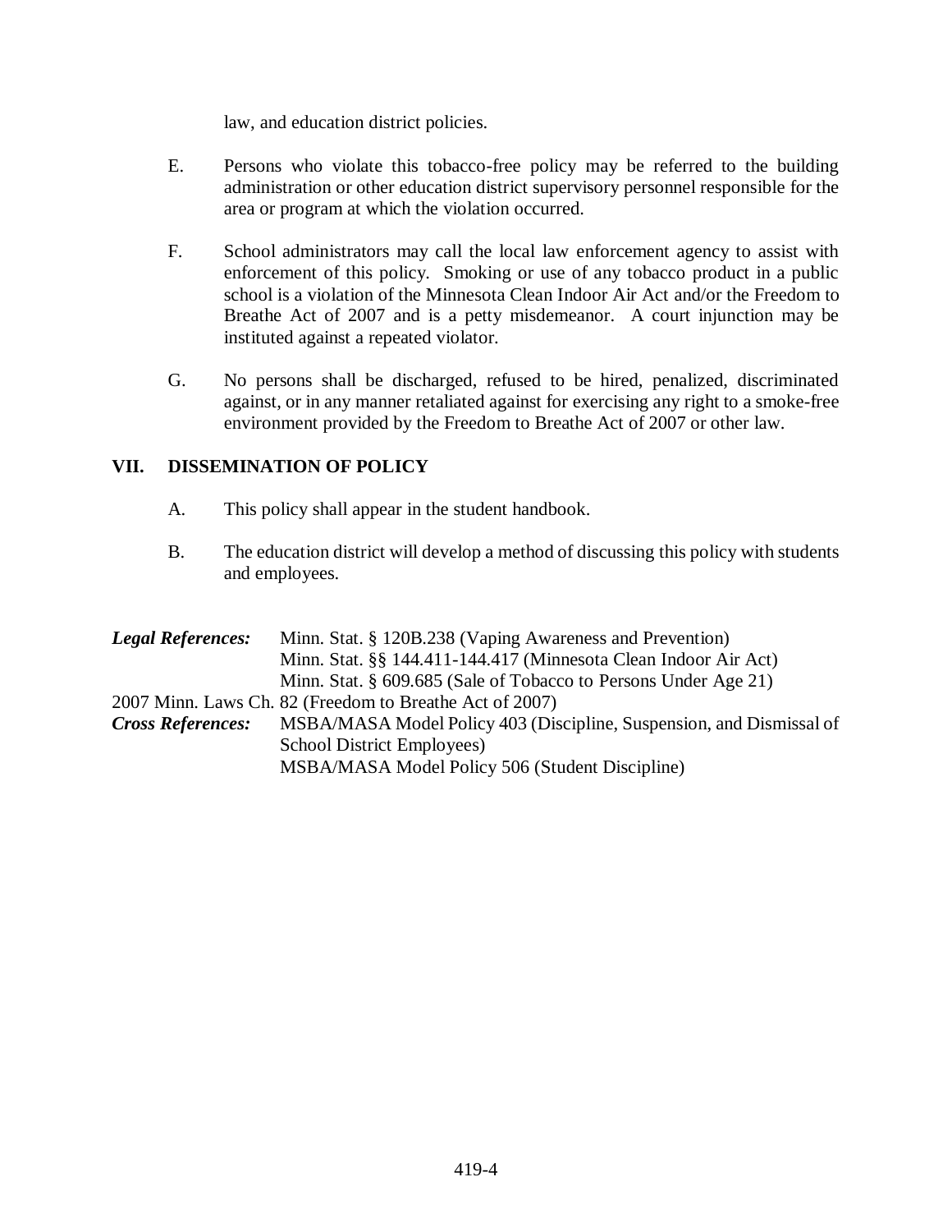law, and education district policies.

E. Persons who violate this tobacco-free policy may be referred to the building administration or other education district supervisory personnel responsible for the area or program at which the violation occurred.

F. School administrators may call the local law enforcement agency to assist with enforcement of this policy. Smoking or use of any tobacco product in a public school is a violation of the Minnesota Clean Indoor Air Act and/or the Freedom to Breathe Act of 2007 and is a petty misdemeanor. A court injunction may be instituted against a repeated violator.

G. No persons shall be discharged, refused to be hired, penalized, discriminated against, or in any manner retaliated against for exercising any right to a smoke-free environment provided by the Freedom to Breathe Act of 2007 or other law.

## VII. DISSEMINATION OF POLICY

A. This policy shall appear in the student handbook.

B. The education district will develop a method of discussing this policy with students and employees.

***Legal References:*** Minn. Stat. § 120B.238 (Vaping Awareness and Prevention)
Minn. Stat. §§ 144.411-144.417 (Minnesota Clean Indoor Air Act)
Minn. Stat. § 609.685 (Sale of Tobacco to Persons Under Age 21)
2007 Minn. Laws Ch. 82 (Freedom to Breathe Act of 2007)

***Cross References:*** MSBA/MASA Model Policy 403 (Discipline, Suspension, and Dismissal of School District Employees)
MSBA/MASA Model Policy 506 (Student Discipline)